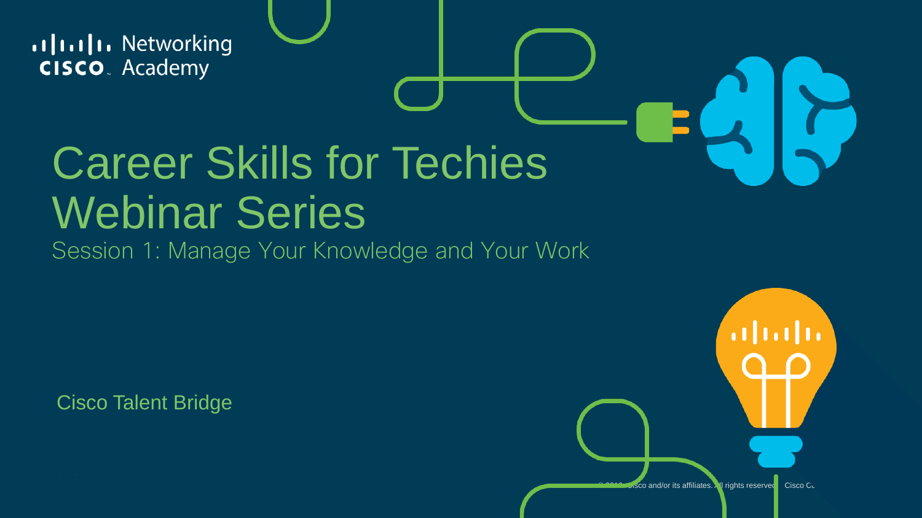Cisco Networking Academy

# Career Skills for Techies Webinar Series

## Session 1: Manage Your Knowledge and Your Work

Cisco Talent Bridge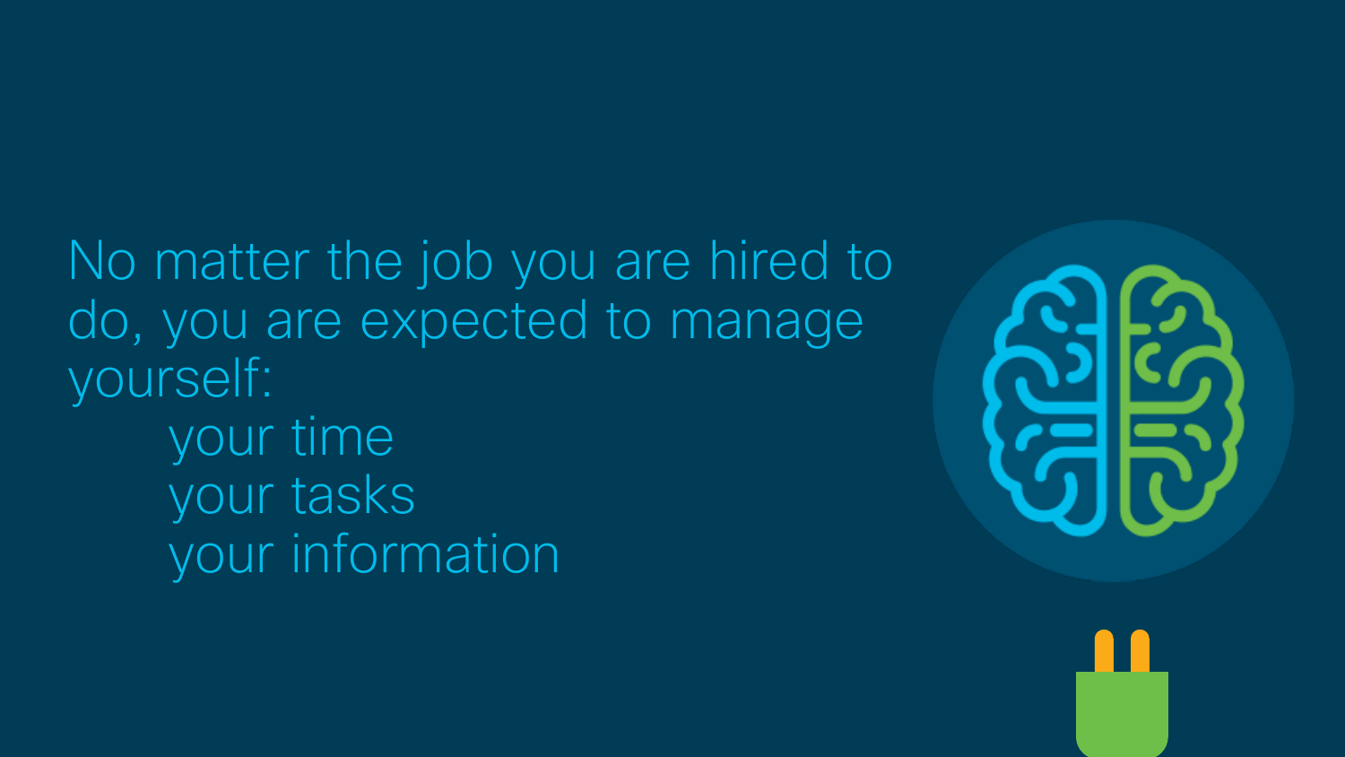No matter the job you are hired to do, you are expected to manage yourself:

- your time
- your tasks
- your information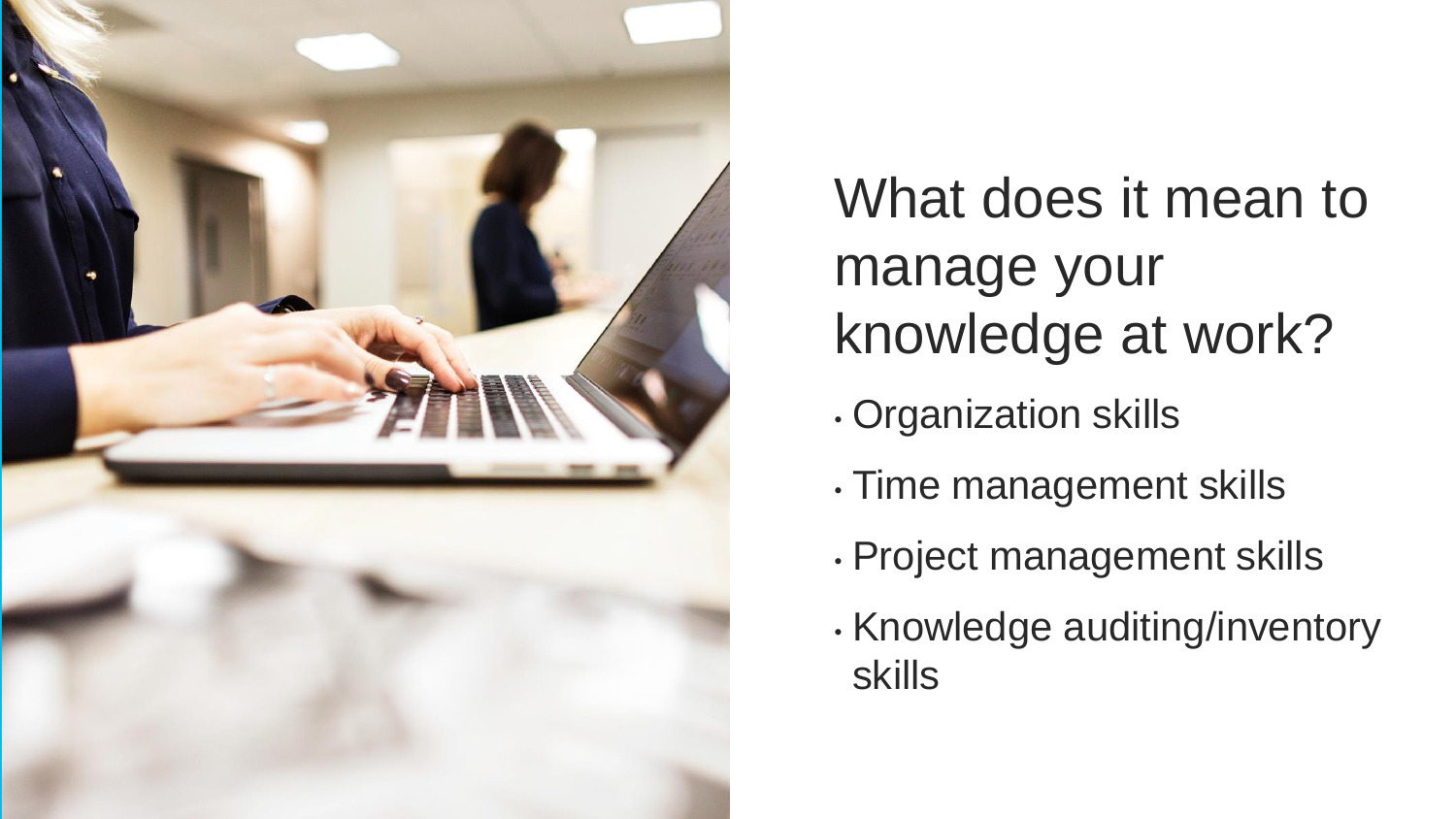# What does it mean to manage your knowledge at work?

- Organization skills
- Time management skills
- Project management skills
- Knowledge auditing/inventory skills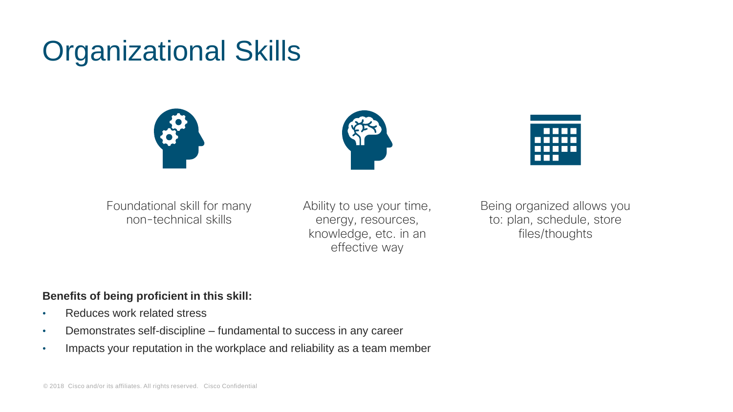# Organizational Skills

Foundational skill for many non-technical skills

Ability to use your time, energy, resources, knowledge, etc. in an effective way

Being organized allows you to: plan, schedule, store files/thoughts

**Benefits of being proficient in this skill:**

- Reduces work related stress
- Demonstrates self-discipline – fundamental to success in any career
- Impacts your reputation in the workplace and reliability as a team member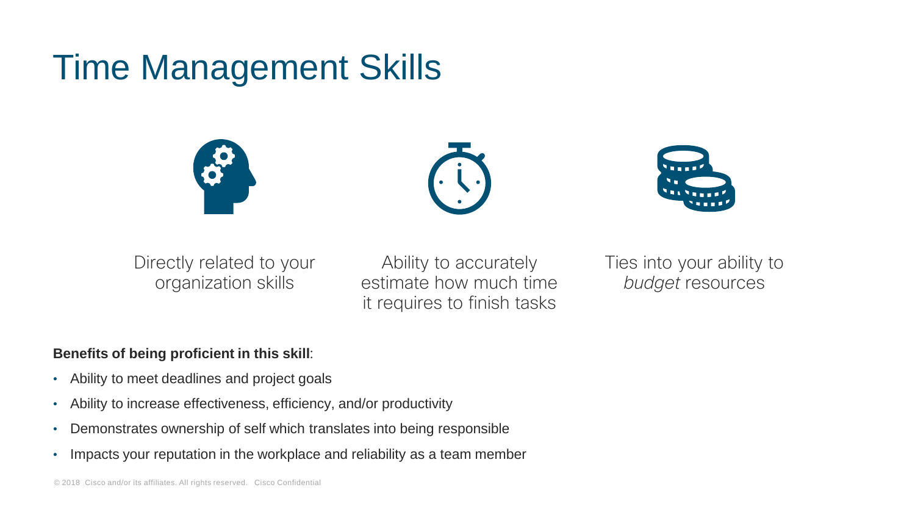# Time Management Skills

Directly related to your organization skills

Ability to accurately estimate how much time it requires to finish tasks

Ties into your ability to *budget* resources

**Benefits of being proficient in this skill**:

- Ability to meet deadlines and project goals
- Ability to increase effectiveness, efficiency, and/or productivity
- Demonstrates ownership of self which translates into being responsible
- Impacts your reputation in the workplace and reliability as a team member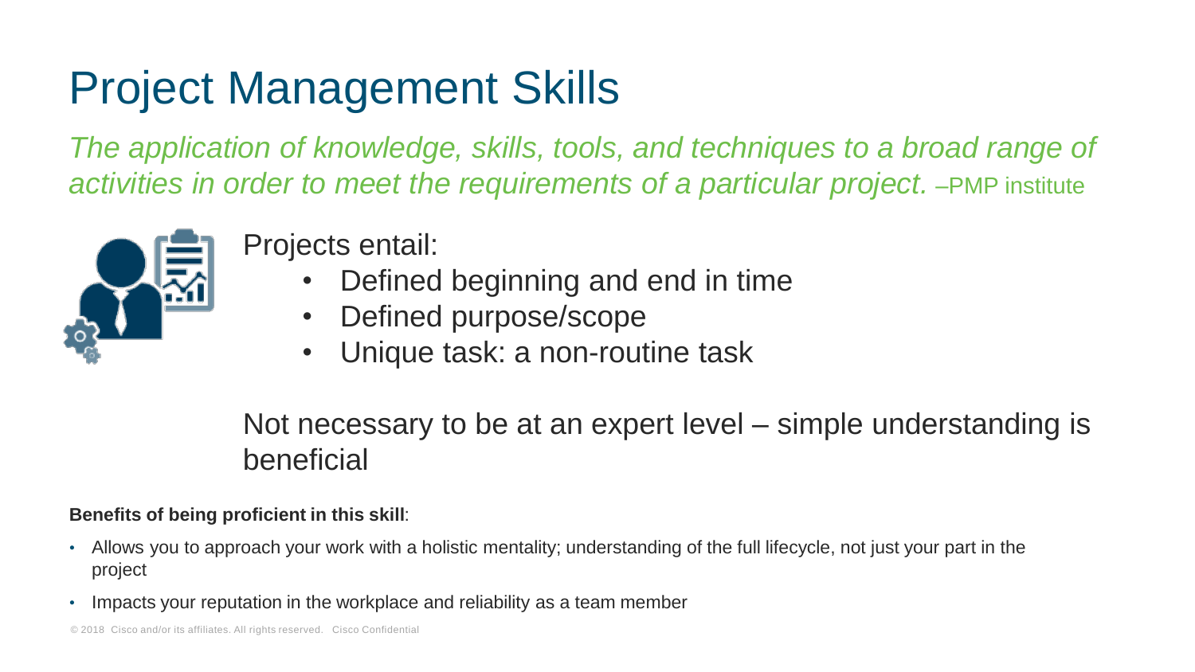# Project Management Skills

*The application of knowledge, skills, tools, and techniques to a broad range of activities in order to meet the requirements of a particular project.* –PMP institute

Projects entail:

- Defined beginning and end in time
- Defined purpose/scope
- Unique task: a non-routine task

Not necessary to be at an expert level – simple understanding is beneficial

**Benefits of being proficient in this skill**:

- Allows you to approach your work with a holistic mentality; understanding of the full lifecycle, not just your part in the project
- Impacts your reputation in the workplace and reliability as a team member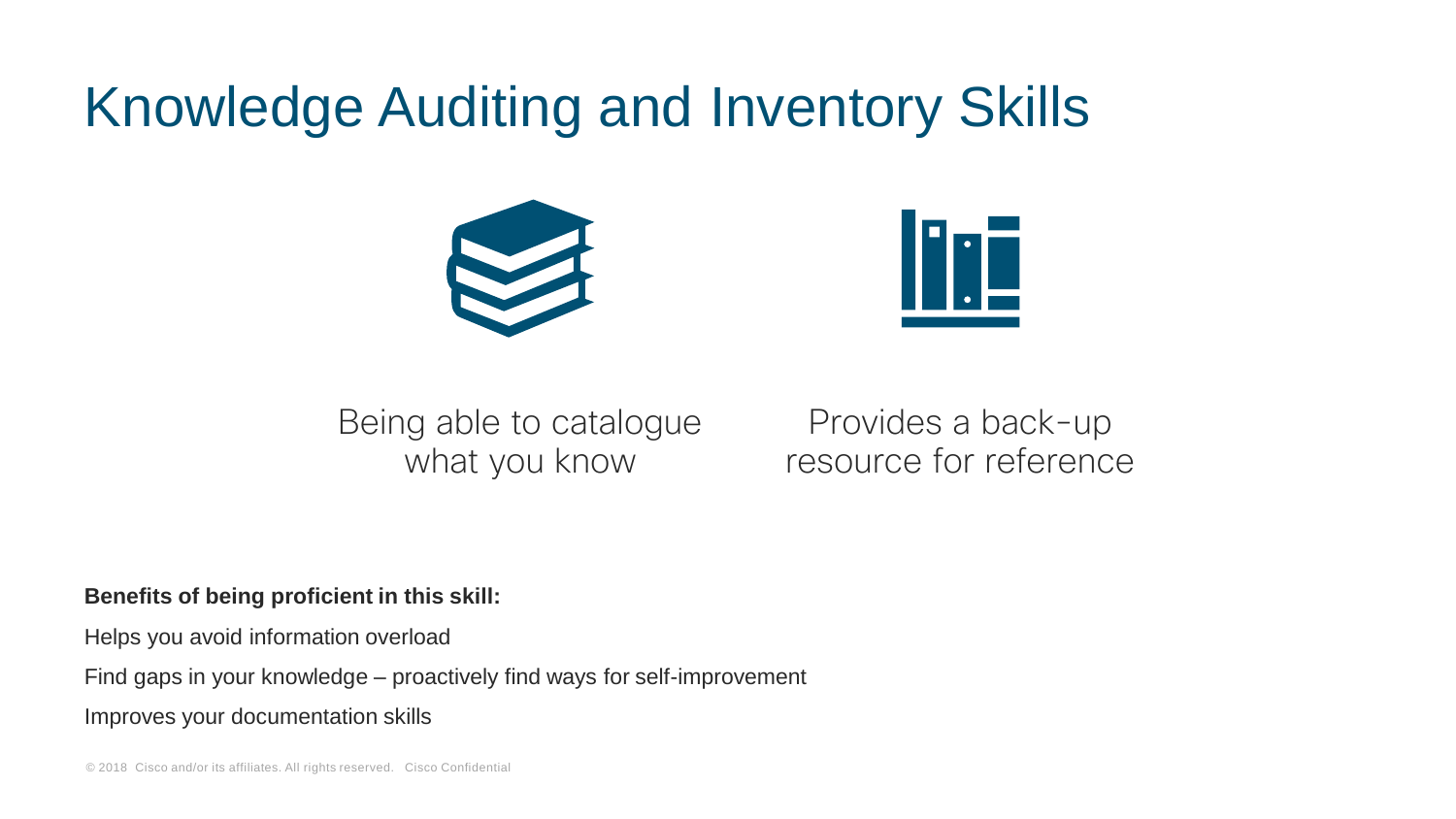# Knowledge Auditing and Inventory Skills

Being able to catalogue what you know

Provides a back-up resource for reference

**Benefits of being proficient in this skill:**

Helps you avoid information overload

Find gaps in your knowledge – proactively find ways for self-improvement

Improves your documentation skills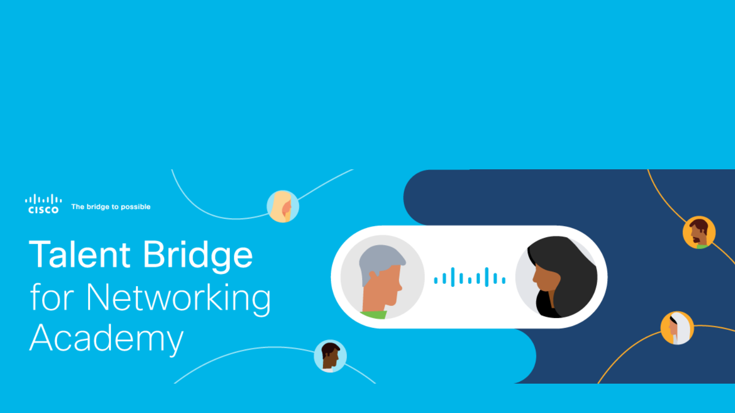cisco The bridge to possible

# Talent Bridge for Networking Academy